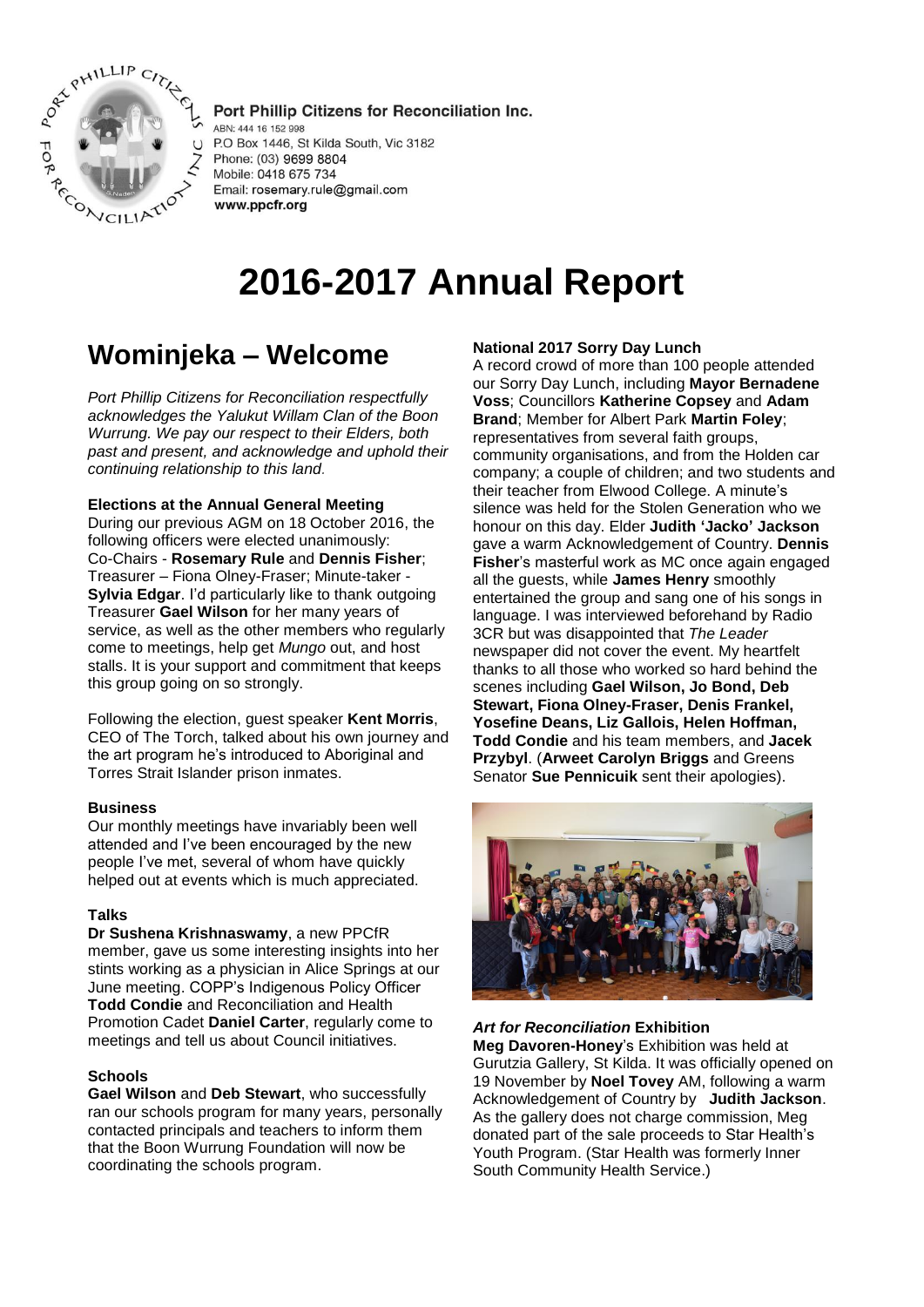**Port Phillip Citizens for Reconciliation Inc.**
ABN: 444 16 152 998
P.O Box 1446, St Kilda South, Vic 3182
Phone: (03) 9699 8804
Mobile: 0418 675 734
Email: rosemary.rule@gmail.com
www.ppcfr.org

# 2016-2017 Annual Report

## Wominjeka – Welcome

*Port Phillip Citizens for Reconciliation respectfully acknowledges the Yalukut Willam Clan of the Boon Wurrung. We pay our respect to their Elders, both past and present, and acknowledge and uphold their continuing relationship to this land.*

**Elections at the Annual General Meeting**

During our previous AGM on 18 October 2016, the following officers were elected unanimously: Co-Chairs - **Rosemary Rule** and **Dennis Fisher**; Treasurer – Fiona Olney-Fraser; Minute-taker - **Sylvia Edgar**. I'd particularly like to thank outgoing Treasurer **Gael Wilson** for her many years of service, as well as the other members who regularly come to meetings, help get *Mungo* out, and host stalls. It is your support and commitment that keeps this group going on so strongly.

Following the election, guest speaker **Kent Morris**, CEO of The Torch, talked about his own journey and the art program he's introduced to Aboriginal and Torres Strait Islander prison inmates.

**Business**

Our monthly meetings have invariably been well attended and I've been encouraged by the new people I've met, several of whom have quickly helped out at events which is much appreciated.

**Talks**

**Dr Sushena Krishnaswamy**, a new PPCfR member, gave us some interesting insights into her stints working as a physician in Alice Springs at our June meeting. COPP's Indigenous Policy Officer **Todd Condie** and Reconciliation and Health Promotion Cadet **Daniel Carter**, regularly come to meetings and tell us about Council initiatives.

**Schools**

**Gael Wilson** and **Deb Stewart**, who successfully ran our schools program for many years, personally contacted principals and teachers to inform them that the Boon Wurrung Foundation will now be coordinating the schools program.

**National 2017 Sorry Day Lunch**

A record crowd of more than 100 people attended our Sorry Day Lunch, including **Mayor Bernadene Voss**; Councillors **Katherine Copsey** and **Adam Brand**; Member for Albert Park **Martin Foley**; representatives from several faith groups, community organisations, and from the Holden car company; a couple of children; and two students and their teacher from Elwood College. A minute's silence was held for the Stolen Generation who we honour on this day. Elder **Judith 'Jacko' Jackson** gave a warm Acknowledgement of Country. **Dennis Fisher**'s masterful work as MC once again engaged all the guests, while **James Henry** smoothly entertained the group and sang one of his songs in language. I was interviewed beforehand by Radio 3CR but was disappointed that *The Leader* newspaper did not cover the event. My heartfelt thanks to all those who worked so hard behind the scenes including **Gael Wilson, Jo Bond, Deb Stewart, Fiona Olney-Fraser, Denis Frankel, Yosefine Deans, Liz Gallois, Helen Hoffman, Todd Condie** and his team members, and **Jacek Przybyl**. (**Arweet Carolyn Briggs** and Greens Senator **Sue Pennicuik** sent their apologies).

***Art for Reconciliation* Exhibition**

**Meg Davoren-Honey**'s Exhibition was held at Gurutzia Gallery, St Kilda. It was officially opened on 19 November by **Noel Tovey** AM, following a warm Acknowledgement of Country by **Judith Jackson**. As the gallery does not charge commission, Meg donated part of the sale proceeds to Star Health's Youth Program. (Star Health was formerly Inner South Community Health Service.)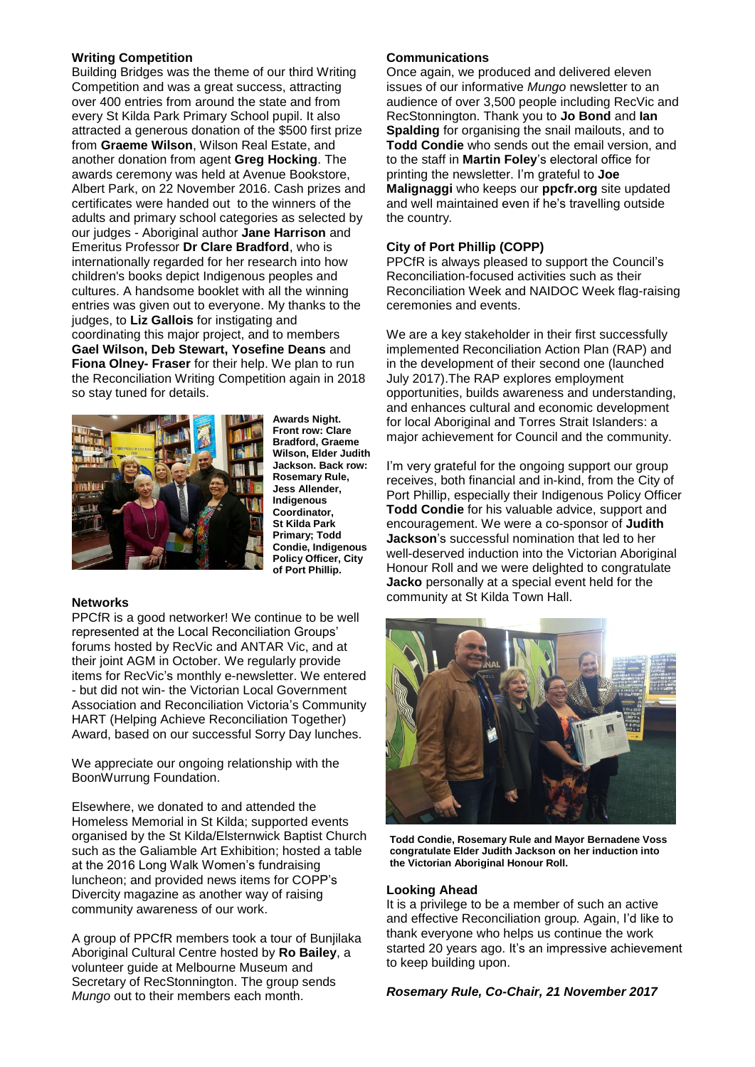**Writing Competition**

Building Bridges was the theme of our third Writing Competition and was a great success, attracting over 400 entries from around the state and from every St Kilda Park Primary School pupil. It also attracted a generous donation of the $500 first prize from **Graeme Wilson**, Wilson Real Estate, and another donation from agent **Greg Hocking**. The awards ceremony was held at Avenue Bookstore, Albert Park, on 22 November 2016. Cash prizes and certificates were handed out to the winners of the adults and primary school categories as selected by our judges - Aboriginal author **Jane Harrison** and Emeritus Professor **Dr Clare Bradford**, who is internationally regarded for her research into how children's books depict Indigenous peoples and cultures. A handsome booklet with all the winning entries was given out to everyone. My thanks to the judges, to **Liz Gallois** for instigating and coordinating this major project, and to members **Gael Wilson, Deb Stewart, Yosefine Deans** and **Fiona Olney- Fraser** for their help. We plan to run the Reconciliation Writing Competition again in 2018 so stay tuned for details.

**Awards Night. Front row: Clare Bradford, Graeme Wilson, Elder Judith Jackson. Back row: Rosemary Rule, Jess Allender, Indigenous Coordinator, St Kilda Park Primary; Todd Condie, Indigenous Policy Officer, City of Port Phillip.**

**Networks**

PPCfR is a good networker! We continue to be well represented at the Local Reconciliation Groups' forums hosted by RecVic and ANTAR Vic, and at their joint AGM in October. We regularly provide items for RecVic's monthly e-newsletter. We entered - but did not win- the Victorian Local Government Association and Reconciliation Victoria's Community HART (Helping Achieve Reconciliation Together) Award, based on our successful Sorry Day lunches.

We appreciate our ongoing relationship with the BoonWurrung Foundation.

Elsewhere, we donated to and attended the Homeless Memorial in St Kilda; supported events organised by the St Kilda/Elsternwick Baptist Church such as the Galiamble Art Exhibition; hosted a table at the 2016 Long Walk Women's fundraising luncheon; and provided news items for COPP's Divercity magazine as another way of raising community awareness of our work.

A group of PPCfR members took a tour of Bunjilaka Aboriginal Cultural Centre hosted by **Ro Bailey**, a volunteer guide at Melbourne Museum and Secretary of RecStonnington. The group sends *Mungo* out to their members each month.

**Communications**

Once again, we produced and delivered eleven issues of our informative *Mungo* newsletter to an audience of over 3,500 people including RecVic and RecStonnington. Thank you to **Jo Bond** and **Ian Spalding** for organising the snail mailouts, and to **Todd Condie** who sends out the email version, and to the staff in **Martin Foley**'s electoral office for printing the newsletter. I'm grateful to **Joe Malignaggi** who keeps our **ppcfr.org** site updated and well maintained even if he's travelling outside the country.

**City of Port Phillip (COPP)**

PPCfR is always pleased to support the Council's Reconciliation-focused activities such as their Reconciliation Week and NAIDOC Week flag-raising ceremonies and events.

We are a key stakeholder in their first successfully implemented Reconciliation Action Plan (RAP) and in the development of their second one (launched July 2017).The RAP explores employment opportunities, builds awareness and understanding, and enhances cultural and economic development for local Aboriginal and Torres Strait Islanders: a major achievement for Council and the community.

I'm very grateful for the ongoing support our group receives, both financial and in-kind, from the City of Port Phillip, especially their Indigenous Policy Officer **Todd Condie** for his valuable advice, support and encouragement. We were a co-sponsor of **Judith Jackson**'s successful nomination that led to her well-deserved induction into the Victorian Aboriginal Honour Roll and we were delighted to congratulate **Jacko** personally at a special event held for the community at St Kilda Town Hall.

**Todd Condie, Rosemary Rule and Mayor Bernadene Voss congratulate Elder Judith Jackson on her induction into the Victorian Aboriginal Honour Roll.**

**Looking Ahead**

It is a privilege to be a member of such an active and effective Reconciliation group. Again, I'd like to thank everyone who helps us continue the work started 20 years ago. It's an impressive achievement to keep building upon.

***Rosemary Rule, Co-Chair, 21 November 2017***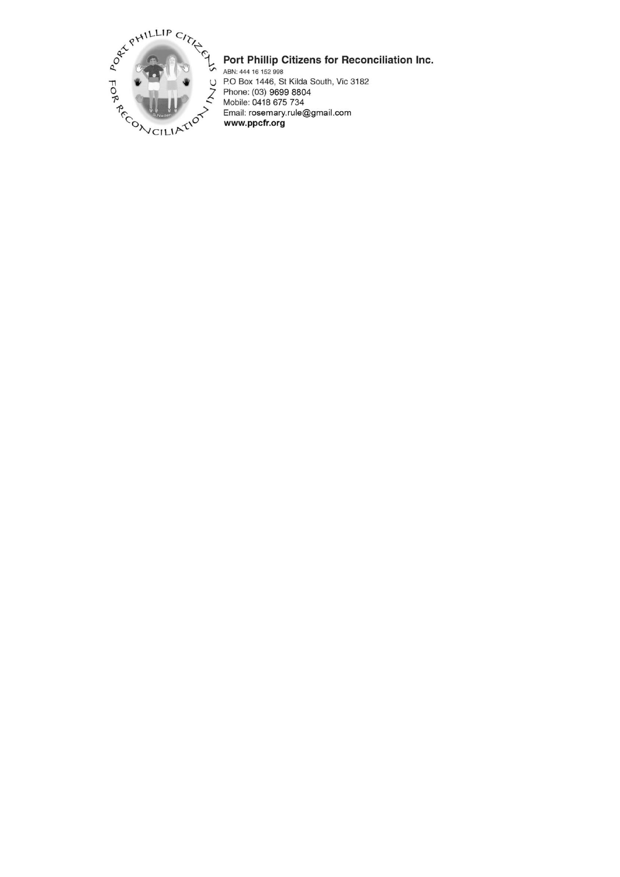**Port Phillip Citizens for Reconciliation Inc.**

ABN: 444 16 152 998
P.O Box 1446, St Kilda South, Vic 3182
Phone: (03) 9699 8804
Mobile: 0418 675 734
Email: rosemary.rule@gmail.com
**www.ppcfr.org**